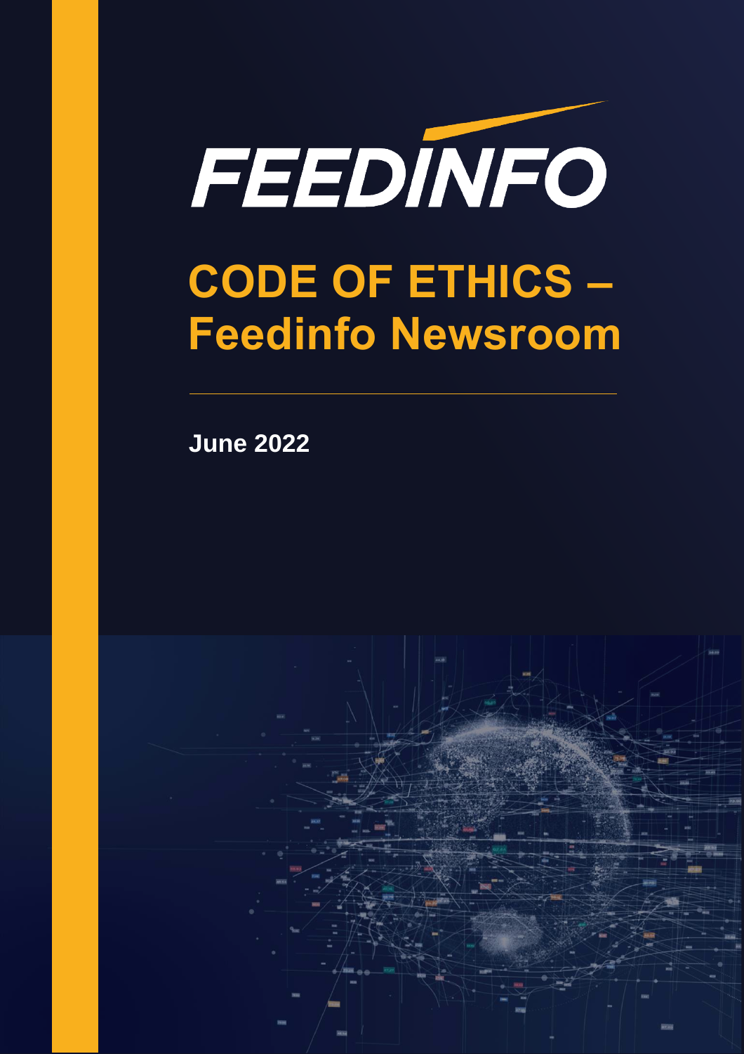FEEDINFO

# CODE OF ETHICS – Feedinfo Newsroom

**June 2022**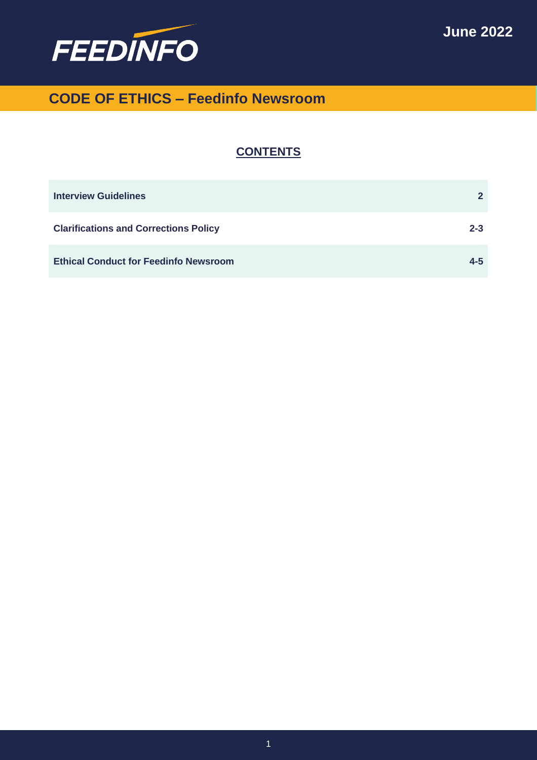June 2022

# CODE OF ETHICS – Feedinfo Newsroom

## CONTENTS

| | |
|---|---|
| **Interview Guidelines** | **2** |
| **Clarifications and Corrections Policy** | **2-3** |
| **Ethical Conduct for Feedinfo Newsroom** | **4-5** |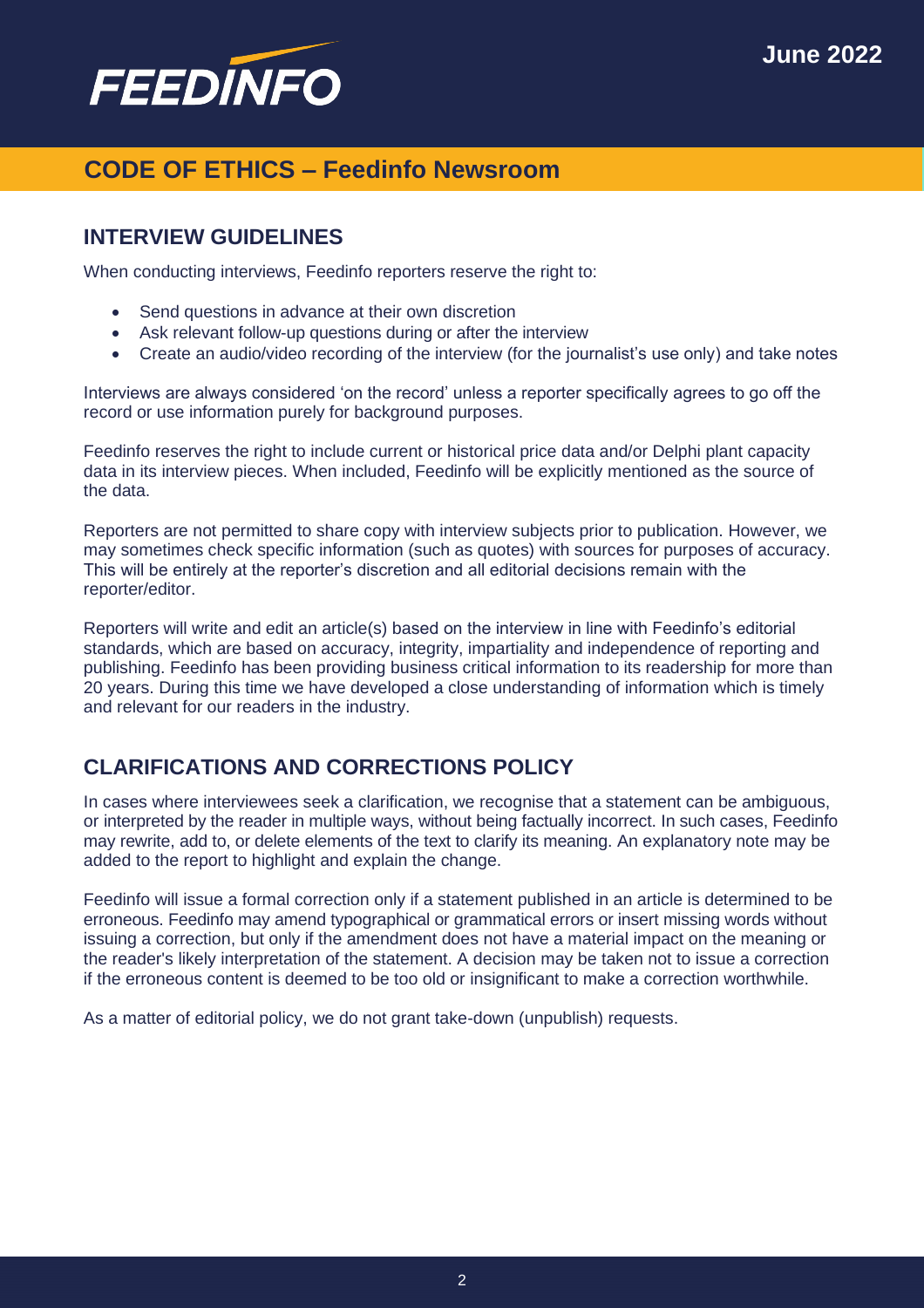# CODE OF ETHICS – Feedinfo Newsroom

## INTERVIEW GUIDELINES

When conducting interviews, Feedinfo reporters reserve the right to:

- Send questions in advance at their own discretion
- Ask relevant follow-up questions during or after the interview
- Create an audio/video recording of the interview (for the journalist's use only) and take notes

Interviews are always considered 'on the record' unless a reporter specifically agrees to go off the record or use information purely for background purposes.

Feedinfo reserves the right to include current or historical price data and/or Delphi plant capacity data in its interview pieces. When included, Feedinfo will be explicitly mentioned as the source of the data.

Reporters are not permitted to share copy with interview subjects prior to publication. However, we may sometimes check specific information (such as quotes) with sources for purposes of accuracy. This will be entirely at the reporter's discretion and all editorial decisions remain with the reporter/editor.

Reporters will write and edit an article(s) based on the interview in line with Feedinfo's editorial standards, which are based on accuracy, integrity, impartiality and independence of reporting and publishing. Feedinfo has been providing business critical information to its readership for more than 20 years. During this time we have developed a close understanding of information which is timely and relevant for our readers in the industry.

## CLARIFICATIONS AND CORRECTIONS POLICY

In cases where interviewees seek a clarification, we recognise that a statement can be ambiguous, or interpreted by the reader in multiple ways, without being factually incorrect. In such cases, Feedinfo may rewrite, add to, or delete elements of the text to clarify its meaning. An explanatory note may be added to the report to highlight and explain the change.

Feedinfo will issue a formal correction only if a statement published in an article is determined to be erroneous. Feedinfo may amend typographical or grammatical errors or insert missing words without issuing a correction, but only if the amendment does not have a material impact on the meaning or the reader's likely interpretation of the statement. A decision may be taken not to issue a correction if the erroneous content is deemed to be too old or insignificant to make a correction worthwhile.

As a matter of editorial policy, we do not grant take-down (unpublish) requests.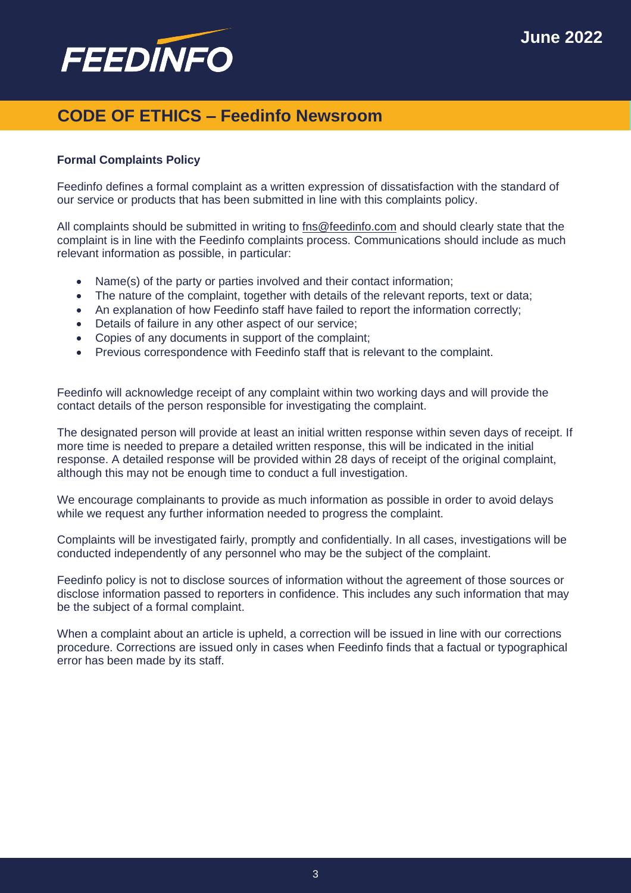## CODE OF ETHICS – Feedinfo Newsroom

**Formal Complaints Policy**

Feedinfo defines a formal complaint as a written expression of dissatisfaction with the standard of our service or products that has been submitted in line with this complaints policy.

All complaints should be submitted in writing to fns@feedinfo.com and should clearly state that the complaint is in line with the Feedinfo complaints process. Communications should include as much relevant information as possible, in particular:

- Name(s) of the party or parties involved and their contact information;
- The nature of the complaint, together with details of the relevant reports, text or data;
- An explanation of how Feedinfo staff have failed to report the information correctly;
- Details of failure in any other aspect of our service;
- Copies of any documents in support of the complaint;
- Previous correspondence with Feedinfo staff that is relevant to the complaint.

Feedinfo will acknowledge receipt of any complaint within two working days and will provide the contact details of the person responsible for investigating the complaint.

The designated person will provide at least an initial written response within seven days of receipt. If more time is needed to prepare a detailed written response, this will be indicated in the initial response. A detailed response will be provided within 28 days of receipt of the original complaint, although this may not be enough time to conduct a full investigation.

We encourage complainants to provide as much information as possible in order to avoid delays while we request any further information needed to progress the complaint.

Complaints will be investigated fairly, promptly and confidentially. In all cases, investigations will be conducted independently of any personnel who may be the subject of the complaint.

Feedinfo policy is not to disclose sources of information without the agreement of those sources or disclose information passed to reporters in confidence. This includes any such information that may be the subject of a formal complaint.

When a complaint about an article is upheld, a correction will be issued in line with our corrections procedure. Corrections are issued only in cases when Feedinfo finds that a factual or typographical error has been made by its staff.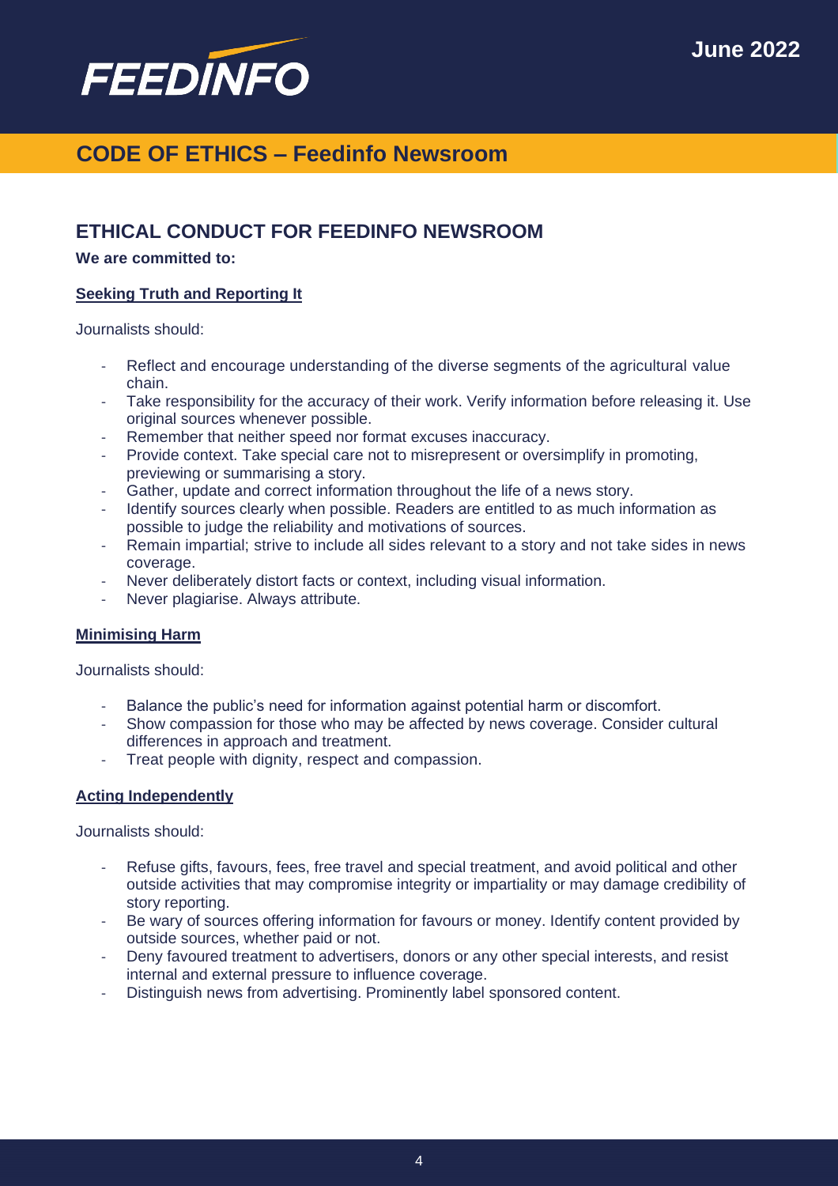# CODE OF ETHICS – Feedinfo Newsroom

## ETHICAL CONDUCT FOR FEEDINFO NEWSROOM

**We are committed to:**

### Seeking Truth and Reporting It

Journalists should:

- Reflect and encourage understanding of the diverse segments of the agricultural value chain.
- Take responsibility for the accuracy of their work. Verify information before releasing it. Use original sources whenever possible.
- Remember that neither speed nor format excuses inaccuracy.
- Provide context. Take special care not to misrepresent or oversimplify in promoting, previewing or summarising a story.
- Gather, update and correct information throughout the life of a news story.
- Identify sources clearly when possible. Readers are entitled to as much information as possible to judge the reliability and motivations of sources.
- Remain impartial; strive to include all sides relevant to a story and not take sides in news coverage.
- Never deliberately distort facts or context, including visual information.
- Never plagiarise. Always attribute.

### Minimising Harm

Journalists should:

- Balance the public's need for information against potential harm or discomfort.
- Show compassion for those who may be affected by news coverage. Consider cultural differences in approach and treatment.
- Treat people with dignity, respect and compassion.

### Acting Independently

Journalists should:

- Refuse gifts, favours, fees, free travel and special treatment, and avoid political and other outside activities that may compromise integrity or impartiality or may damage credibility of story reporting.
- Be wary of sources offering information for favours or money. Identify content provided by outside sources, whether paid or not.
- Deny favoured treatment to advertisers, donors or any other special interests, and resist internal and external pressure to influence coverage.
- Distinguish news from advertising. Prominently label sponsored content.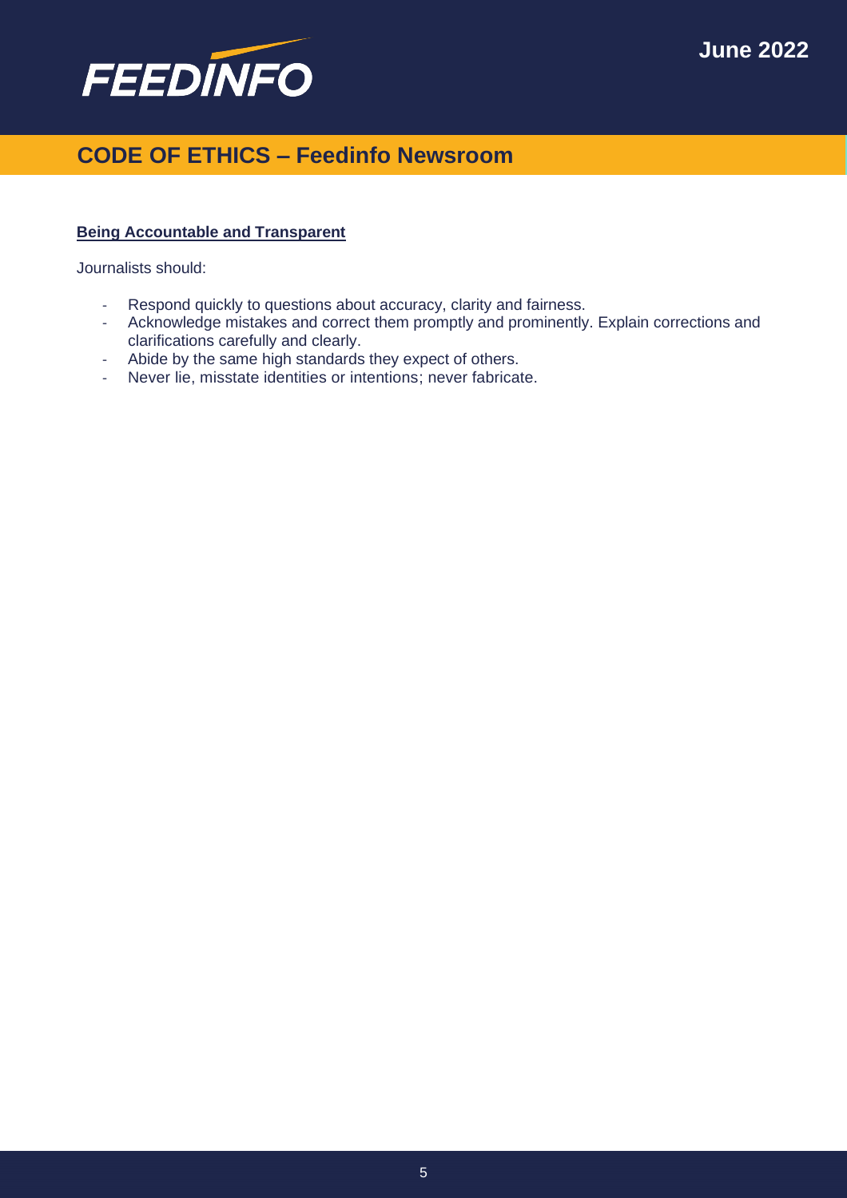**Being Accountable and Transparent**

Journalists should:

- Respond quickly to questions about accuracy, clarity and fairness.
- Acknowledge mistakes and correct them promptly and prominently. Explain corrections and clarifications carefully and clearly.
- Abide by the same high standards they expect of others.
- Never lie, misstate identities or intentions; never fabricate.